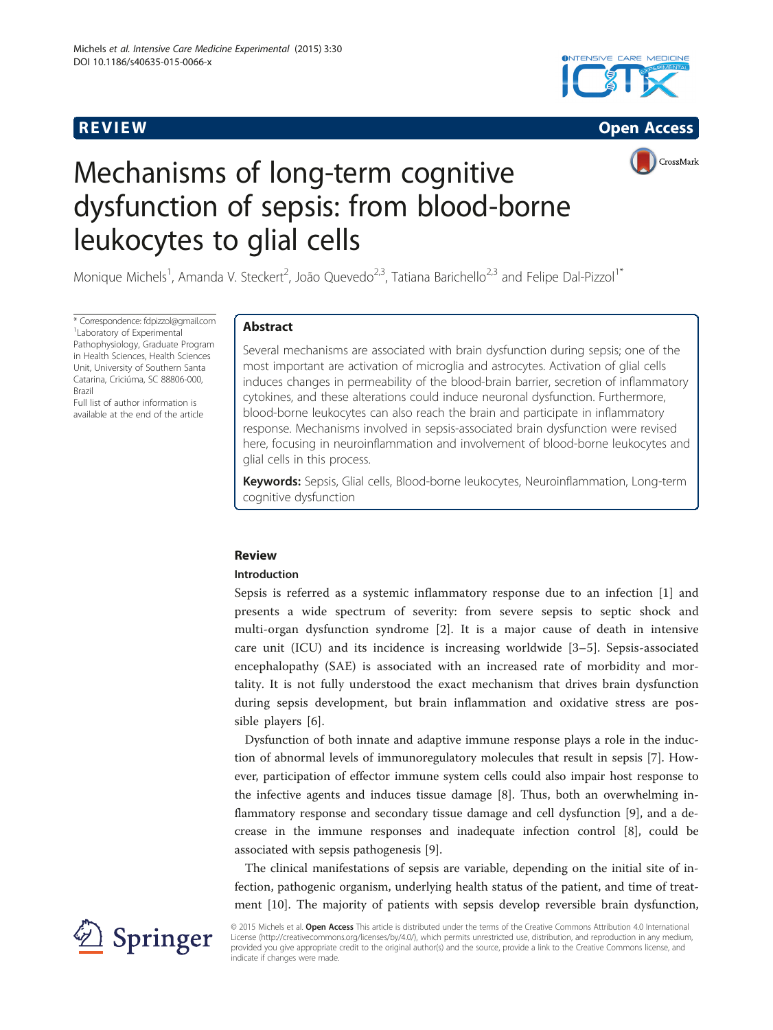REVIEW Open Access

# Mechanisms of long-term cognitive dysfunction of sepsis: from blood-borne leukocytes to glial cells

Monique Michels[1], Amanda V. Steckert[2], João Quevedo[2,3], Tatiana Barichello[2,3] and Felipe Dal-Pizzol[1*]

\* Correspondence: fdpizzol@gmail.com
[1]Laboratory of Experimental Pathophysiology, Graduate Program in Health Sciences, Health Sciences Unit, University of Southern Santa Catarina, Criciúma, SC 88806-000, Brazil
Full list of author information is available at the end of the article

## Abstract

Several mechanisms are associated with brain dysfunction during sepsis; one of the most important are activation of microglia and astrocytes. Activation of glial cells induces changes in permeability of the blood-brain barrier, secretion of inflammatory cytokines, and these alterations could induce neuronal dysfunction. Furthermore, blood-borne leukocytes can also reach the brain and participate in inflammatory response. Mechanisms involved in sepsis-associated brain dysfunction were revised here, focusing in neuroinflammation and involvement of blood-borne leukocytes and glial cells in this process.

**Keywords:** Sepsis, Glial cells, Blood-borne leukocytes, Neuroinflammation, Long-term cognitive dysfunction

## Review

### Introduction

Sepsis is referred as a systemic inflammatory response due to an infection [1] and presents a wide spectrum of severity: from severe sepsis to septic shock and multi-organ dysfunction syndrome [2]. It is a major cause of death in intensive care unit (ICU) and its incidence is increasing worldwide [3–5]. Sepsis-associated encephalopathy (SAE) is associated with an increased rate of morbidity and mortality. It is not fully understood the exact mechanism that drives brain dysfunction during sepsis development, but brain inflammation and oxidative stress are possible players [6].

Dysfunction of both innate and adaptive immune response plays a role in the induction of abnormal levels of immunoregulatory molecules that result in sepsis [7]. However, participation of effector immune system cells could also impair host response to the infective agents and induces tissue damage [8]. Thus, both an overwhelming inflammatory response and secondary tissue damage and cell dysfunction [9], and a decrease in the immune responses and inadequate infection control [8], could be associated with sepsis pathogenesis [9].

The clinical manifestations of sepsis are variable, depending on the initial site of infection, pathogenic organism, underlying health status of the patient, and time of treatment [10]. The majority of patients with sepsis develop reversible brain dysfunction,

© 2015 Michels et al. **Open Access** This article is distributed under the terms of the Creative Commons Attribution 4.0 International License (http://creativecommons.org/licenses/by/4.0/), which permits unrestricted use, distribution, and reproduction in any medium, provided you give appropriate credit to the original author(s) and the source, provide a link to the Creative Commons license, and indicate if changes were made.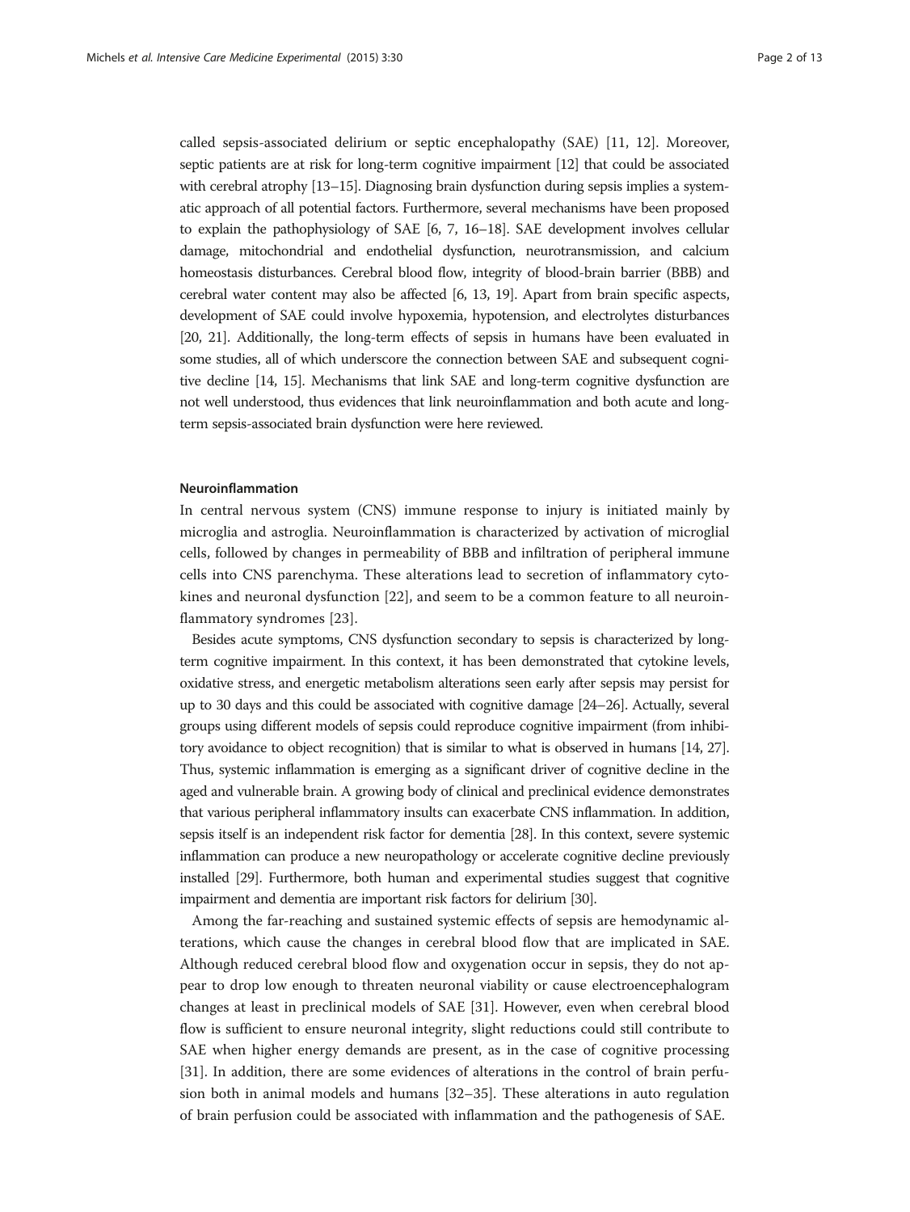called sepsis-associated delirium or septic encephalopathy (SAE) [11, 12]. Moreover, septic patients are at risk for long-term cognitive impairment [12] that could be associated with cerebral atrophy [13–15]. Diagnosing brain dysfunction during sepsis implies a systematic approach of all potential factors. Furthermore, several mechanisms have been proposed to explain the pathophysiology of SAE [6, 7, 16–18]. SAE development involves cellular damage, mitochondrial and endothelial dysfunction, neurotransmission, and calcium homeostasis disturbances. Cerebral blood flow, integrity of blood-brain barrier (BBB) and cerebral water content may also be affected [6, 13, 19]. Apart from brain specific aspects, development of SAE could involve hypoxemia, hypotension, and electrolytes disturbances [20, 21]. Additionally, the long-term effects of sepsis in humans have been evaluated in some studies, all of which underscore the connection between SAE and subsequent cognitive decline [14, 15]. Mechanisms that link SAE and long-term cognitive dysfunction are not well understood, thus evidences that link neuroinflammation and both acute and long-term sepsis-associated brain dysfunction were here reviewed.

### Neuroinflammation

In central nervous system (CNS) immune response to injury is initiated mainly by microglia and astroglia. Neuroinflammation is characterized by activation of microglial cells, followed by changes in permeability of BBB and infiltration of peripheral immune cells into CNS parenchyma. These alterations lead to secretion of inflammatory cytokines and neuronal dysfunction [22], and seem to be a common feature to all neuroinflammatory syndromes [23].

Besides acute symptoms, CNS dysfunction secondary to sepsis is characterized by long-term cognitive impairment. In this context, it has been demonstrated that cytokine levels, oxidative stress, and energetic metabolism alterations seen early after sepsis may persist for up to 30 days and this could be associated with cognitive damage [24–26]. Actually, several groups using different models of sepsis could reproduce cognitive impairment (from inhibitory avoidance to object recognition) that is similar to what is observed in humans [14, 27]. Thus, systemic inflammation is emerging as a significant driver of cognitive decline in the aged and vulnerable brain. A growing body of clinical and preclinical evidence demonstrates that various peripheral inflammatory insults can exacerbate CNS inflammation. In addition, sepsis itself is an independent risk factor for dementia [28]. In this context, severe systemic inflammation can produce a new neuropathology or accelerate cognitive decline previously installed [29]. Furthermore, both human and experimental studies suggest that cognitive impairment and dementia are important risk factors for delirium [30].

Among the far-reaching and sustained systemic effects of sepsis are hemodynamic alterations, which cause the changes in cerebral blood flow that are implicated in SAE. Although reduced cerebral blood flow and oxygenation occur in sepsis, they do not appear to drop low enough to threaten neuronal viability or cause electroencephalogram changes at least in preclinical models of SAE [31]. However, even when cerebral blood flow is sufficient to ensure neuronal integrity, slight reductions could still contribute to SAE when higher energy demands are present, as in the case of cognitive processing [31]. In addition, there are some evidences of alterations in the control of brain perfusion both in animal models and humans [32–35]. These alterations in auto regulation of brain perfusion could be associated with inflammation and the pathogenesis of SAE.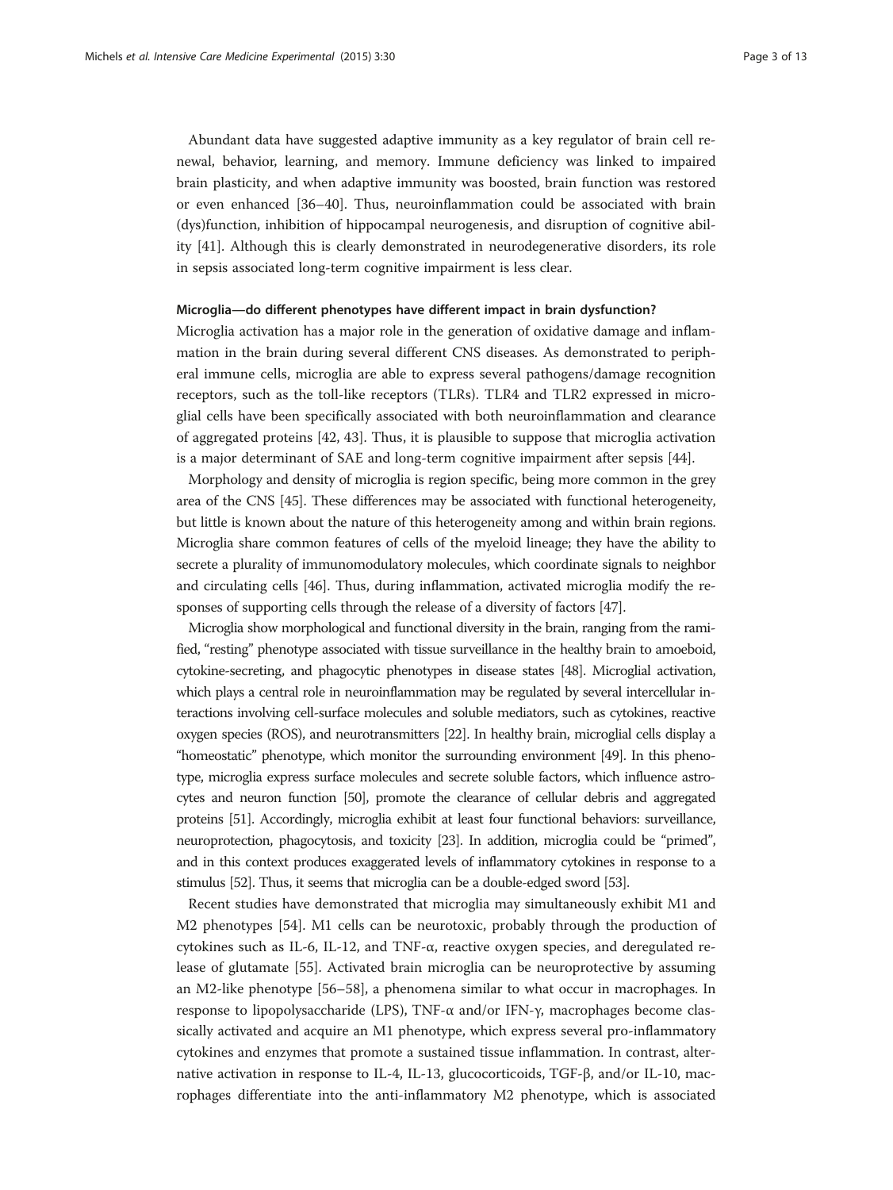Abundant data have suggested adaptive immunity as a key regulator of brain cell renewal, behavior, learning, and memory. Immune deficiency was linked to impaired brain plasticity, and when adaptive immunity was boosted, brain function was restored or even enhanced [36–40]. Thus, neuroinflammation could be associated with brain (dys)function, inhibition of hippocampal neurogenesis, and disruption of cognitive ability [41]. Although this is clearly demonstrated in neurodegenerative disorders, its role in sepsis associated long-term cognitive impairment is less clear.

#### Microglia—do different phenotypes have different impact in brain dysfunction?

Microglia activation has a major role in the generation of oxidative damage and inflammation in the brain during several different CNS diseases. As demonstrated to peripheral immune cells, microglia are able to express several pathogens/damage recognition receptors, such as the toll-like receptors (TLRs). TLR4 and TLR2 expressed in microglial cells have been specifically associated with both neuroinflammation and clearance of aggregated proteins [42, 43]. Thus, it is plausible to suppose that microglia activation is a major determinant of SAE and long-term cognitive impairment after sepsis [44].

Morphology and density of microglia is region specific, being more common in the grey area of the CNS [45]. These differences may be associated with functional heterogeneity, but little is known about the nature of this heterogeneity among and within brain regions. Microglia share common features of cells of the myeloid lineage; they have the ability to secrete a plurality of immunomodulatory molecules, which coordinate signals to neighbor and circulating cells [46]. Thus, during inflammation, activated microglia modify the responses of supporting cells through the release of a diversity of factors [47].

Microglia show morphological and functional diversity in the brain, ranging from the ramified, "resting" phenotype associated with tissue surveillance in the healthy brain to amoeboid, cytokine-secreting, and phagocytic phenotypes in disease states [48]. Microglial activation, which plays a central role in neuroinflammation may be regulated by several intercellular interactions involving cell-surface molecules and soluble mediators, such as cytokines, reactive oxygen species (ROS), and neurotransmitters [22]. In healthy brain, microglial cells display a "homeostatic" phenotype, which monitor the surrounding environment [49]. In this phenotype, microglia express surface molecules and secrete soluble factors, which influence astrocytes and neuron function [50], promote the clearance of cellular debris and aggregated proteins [51]. Accordingly, microglia exhibit at least four functional behaviors: surveillance, neuroprotection, phagocytosis, and toxicity [23]. In addition, microglia could be "primed", and in this context produces exaggerated levels of inflammatory cytokines in response to a stimulus [52]. Thus, it seems that microglia can be a double-edged sword [53].

Recent studies have demonstrated that microglia may simultaneously exhibit M1 and M2 phenotypes [54]. M1 cells can be neurotoxic, probably through the production of cytokines such as IL-6, IL-12, and TNF-α, reactive oxygen species, and deregulated release of glutamate [55]. Activated brain microglia can be neuroprotective by assuming an M2-like phenotype [56–58], a phenomena similar to what occur in macrophages. In response to lipopolysaccharide (LPS), TNF-α and/or IFN-γ, macrophages become classically activated and acquire an M1 phenotype, which express several pro-inflammatory cytokines and enzymes that promote a sustained tissue inflammation. In contrast, alternative activation in response to IL-4, IL-13, glucocorticoids, TGF-β, and/or IL-10, macrophages differentiate into the anti-inflammatory M2 phenotype, which is associated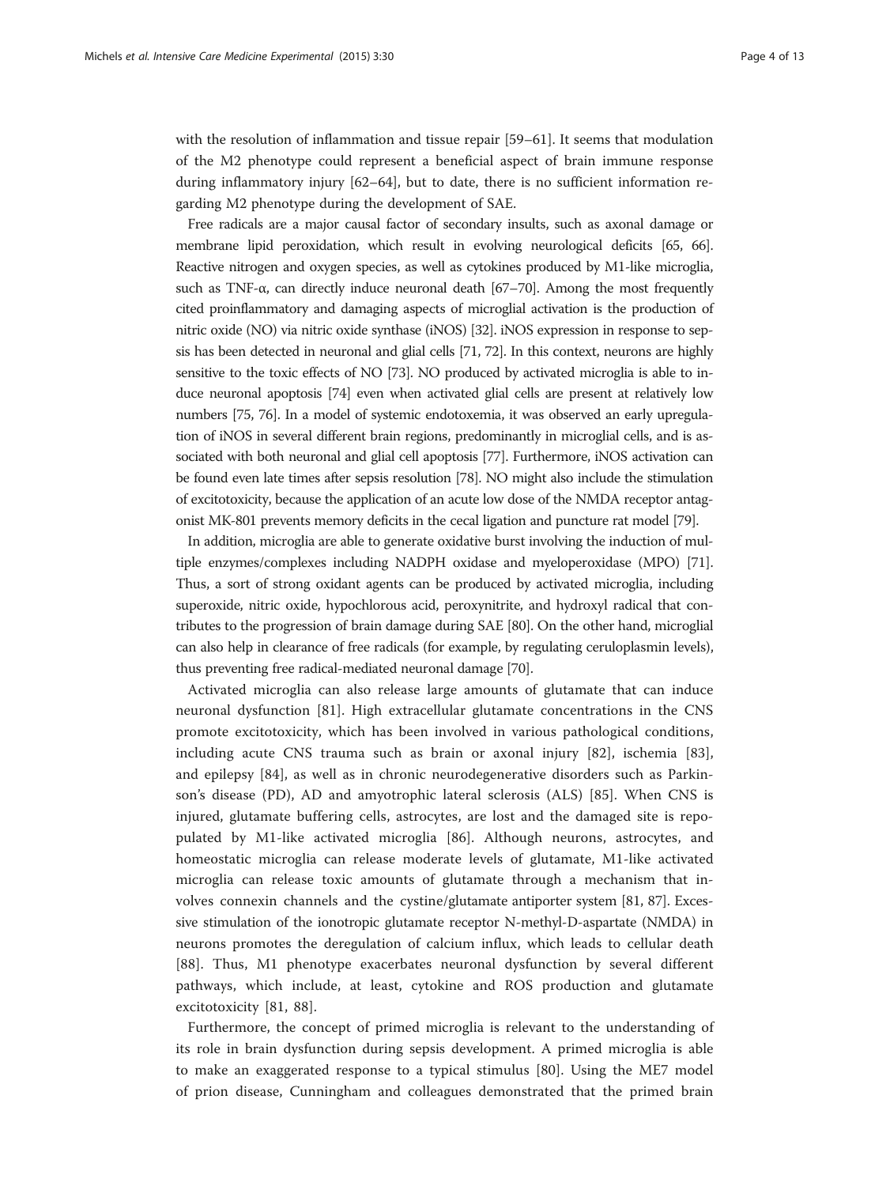with the resolution of inflammation and tissue repair [59–61]. It seems that modulation of the M2 phenotype could represent a beneficial aspect of brain immune response during inflammatory injury [62–64], but to date, there is no sufficient information regarding M2 phenotype during the development of SAE.

Free radicals are a major causal factor of secondary insults, such as axonal damage or membrane lipid peroxidation, which result in evolving neurological deficits [65, 66]. Reactive nitrogen and oxygen species, as well as cytokines produced by M1-like microglia, such as TNF-α, can directly induce neuronal death [67–70]. Among the most frequently cited proinflammatory and damaging aspects of microglial activation is the production of nitric oxide (NO) via nitric oxide synthase (iNOS) [32]. iNOS expression in response to sepsis has been detected in neuronal and glial cells [71, 72]. In this context, neurons are highly sensitive to the toxic effects of NO [73]. NO produced by activated microglia is able to induce neuronal apoptosis [74] even when activated glial cells are present at relatively low numbers [75, 76]. In a model of systemic endotoxemia, it was observed an early upregulation of iNOS in several different brain regions, predominantly in microglial cells, and is associated with both neuronal and glial cell apoptosis [77]. Furthermore, iNOS activation can be found even late times after sepsis resolution [78]. NO might also include the stimulation of excitotoxicity, because the application of an acute low dose of the NMDA receptor antagonist MK-801 prevents memory deficits in the cecal ligation and puncture rat model [79].

In addition, microglia are able to generate oxidative burst involving the induction of multiple enzymes/complexes including NADPH oxidase and myeloperoxidase (MPO) [71]. Thus, a sort of strong oxidant agents can be produced by activated microglia, including superoxide, nitric oxide, hypochlorous acid, peroxynitrite, and hydroxyl radical that contributes to the progression of brain damage during SAE [80]. On the other hand, microglial can also help in clearance of free radicals (for example, by regulating ceruloplasmin levels), thus preventing free radical-mediated neuronal damage [70].

Activated microglia can also release large amounts of glutamate that can induce neuronal dysfunction [81]. High extracellular glutamate concentrations in the CNS promote excitotoxicity, which has been involved in various pathological conditions, including acute CNS trauma such as brain or axonal injury [82], ischemia [83], and epilepsy [84], as well as in chronic neurodegenerative disorders such as Parkinson's disease (PD), AD and amyotrophic lateral sclerosis (ALS) [85]. When CNS is injured, glutamate buffering cells, astrocytes, are lost and the damaged site is repopulated by M1-like activated microglia [86]. Although neurons, astrocytes, and homeostatic microglia can release moderate levels of glutamate, M1-like activated microglia can release toxic amounts of glutamate through a mechanism that involves connexin channels and the cystine/glutamate antiporter system [81, 87]. Excessive stimulation of the ionotropic glutamate receptor N-methyl-D-aspartate (NMDA) in neurons promotes the deregulation of calcium influx, which leads to cellular death [88]. Thus, M1 phenotype exacerbates neuronal dysfunction by several different pathways, which include, at least, cytokine and ROS production and glutamate excitotoxicity [81, 88].

Furthermore, the concept of primed microglia is relevant to the understanding of its role in brain dysfunction during sepsis development. A primed microglia is able to make an exaggerated response to a typical stimulus [80]. Using the ME7 model of prion disease, Cunningham and colleagues demonstrated that the primed brain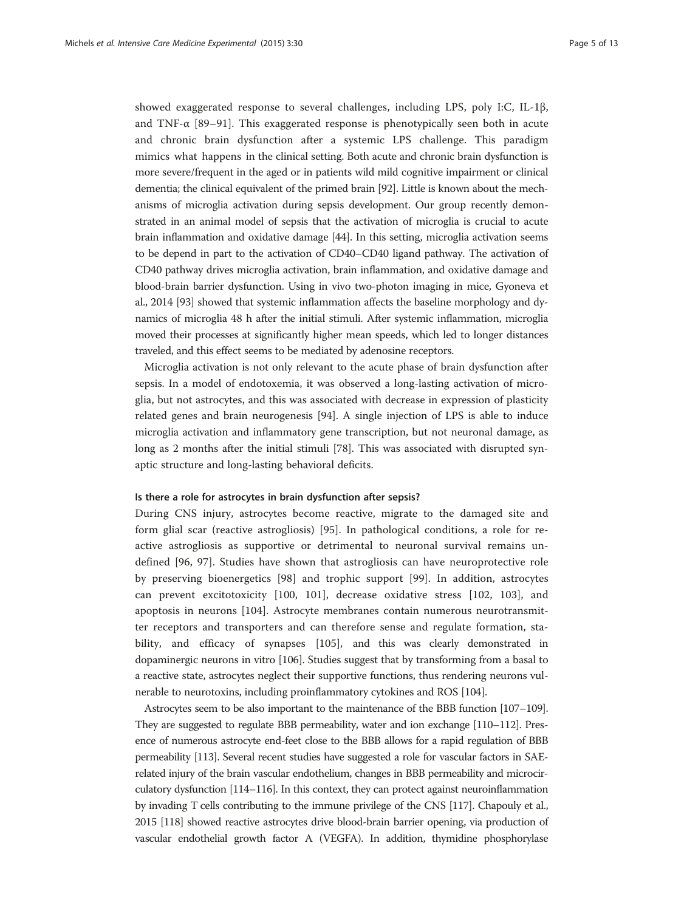showed exaggerated response to several challenges, including LPS, poly I:C, IL-1β, and TNF-α [89–91]. This exaggerated response is phenotypically seen both in acute and chronic brain dysfunction after a systemic LPS challenge. This paradigm mimics what happens in the clinical setting. Both acute and chronic brain dysfunction is more severe/frequent in the aged or in patients wild mild cognitive impairment or clinical dementia; the clinical equivalent of the primed brain [92]. Little is known about the mechanisms of microglia activation during sepsis development. Our group recently demonstrated in an animal model of sepsis that the activation of microglia is crucial to acute brain inflammation and oxidative damage [44]. In this setting, microglia activation seems to be depend in part to the activation of CD40–CD40 ligand pathway. The activation of CD40 pathway drives microglia activation, brain inflammation, and oxidative damage and blood-brain barrier dysfunction. Using in vivo two-photon imaging in mice, Gyoneva et al., 2014 [93] showed that systemic inflammation affects the baseline morphology and dynamics of microglia 48 h after the initial stimuli. After systemic inflammation, microglia moved their processes at significantly higher mean speeds, which led to longer distances traveled, and this effect seems to be mediated by adenosine receptors.

Microglia activation is not only relevant to the acute phase of brain dysfunction after sepsis. In a model of endotoxemia, it was observed a long-lasting activation of microglia, but not astrocytes, and this was associated with decrease in expression of plasticity related genes and brain neurogenesis [94]. A single injection of LPS is able to induce microglia activation and inflammatory gene transcription, but not neuronal damage, as long as 2 months after the initial stimuli [78]. This was associated with disrupted synaptic structure and long-lasting behavioral deficits.

#### Is there a role for astrocytes in brain dysfunction after sepsis?

During CNS injury, astrocytes become reactive, migrate to the damaged site and form glial scar (reactive astrogliosis) [95]. In pathological conditions, a role for reactive astrogliosis as supportive or detrimental to neuronal survival remains undefined [96, 97]. Studies have shown that astrogliosis can have neuroprotective role by preserving bioenergetics [98] and trophic support [99]. In addition, astrocytes can prevent excitotoxicity [100, 101], decrease oxidative stress [102, 103], and apoptosis in neurons [104]. Astrocyte membranes contain numerous neurotransmitter receptors and transporters and can therefore sense and regulate formation, stability, and efficacy of synapses [105], and this was clearly demonstrated in dopaminergic neurons in vitro [106]. Studies suggest that by transforming from a basal to a reactive state, astrocytes neglect their supportive functions, thus rendering neurons vulnerable to neurotoxins, including proinflammatory cytokines and ROS [104].

Astrocytes seem to be also important to the maintenance of the BBB function [107–109]. They are suggested to regulate BBB permeability, water and ion exchange [110–112]. Presence of numerous astrocyte end-feet close to the BBB allows for a rapid regulation of BBB permeability [113]. Several recent studies have suggested a role for vascular factors in SAE-related injury of the brain vascular endothelium, changes in BBB permeability and microcirculatory dysfunction [114–116]. In this context, they can protect against neuroinflammation by invading T cells contributing to the immune privilege of the CNS [117]. Chapouly et al., 2015 [118] showed reactive astrocytes drive blood-brain barrier opening, via production of vascular endothelial growth factor A (VEGFA). In addition, thymidine phosphorylase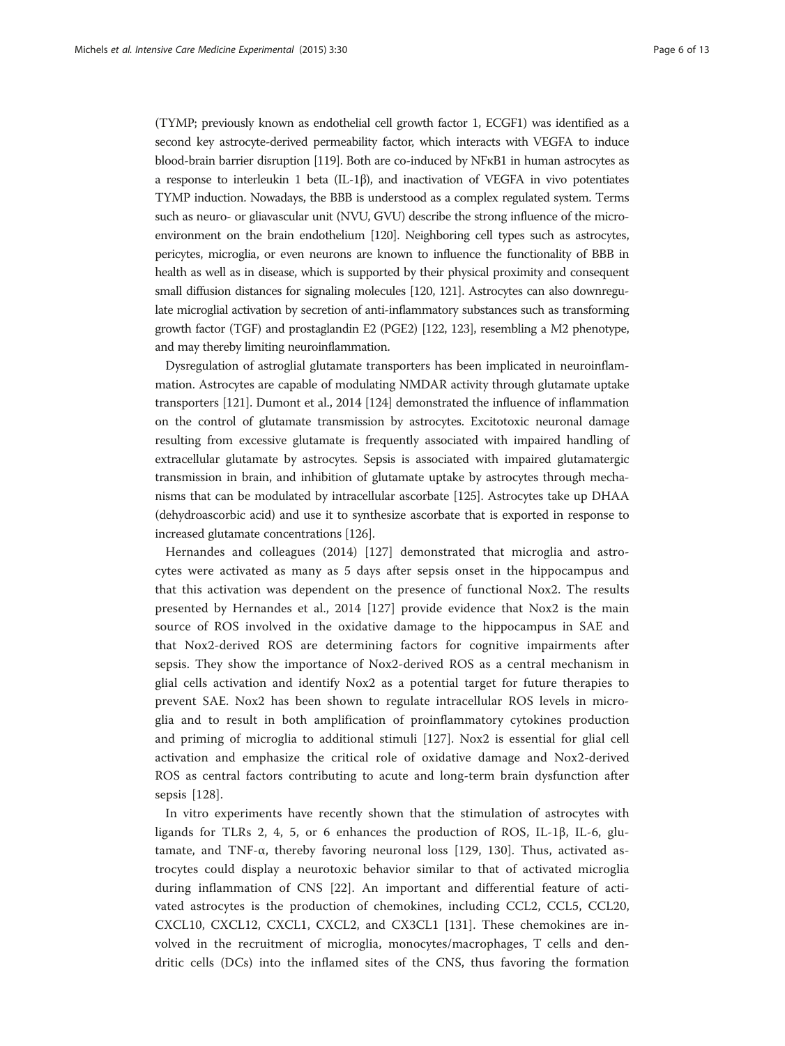(TYMP; previously known as endothelial cell growth factor 1, ECGF1) was identified as a second key astrocyte-derived permeability factor, which interacts with VEGFA to induce blood-brain barrier disruption [119]. Both are co-induced by NFκB1 in human astrocytes as a response to interleukin 1 beta (IL-1β), and inactivation of VEGFA in vivo potentiates TYMP induction. Nowadays, the BBB is understood as a complex regulated system. Terms such as neuro- or gliavascular unit (NVU, GVU) describe the strong influence of the micro-environment on the brain endothelium [120]. Neighboring cell types such as astrocytes, pericytes, microglia, or even neurons are known to influence the functionality of BBB in health as well as in disease, which is supported by their physical proximity and consequent small diffusion distances for signaling molecules [120, 121]. Astrocytes can also downregulate microglial activation by secretion of anti-inflammatory substances such as transforming growth factor (TGF) and prostaglandin E2 (PGE2) [122, 123], resembling a M2 phenotype, and may thereby limiting neuroinflammation.

Dysregulation of astroglial glutamate transporters has been implicated in neuroinflammation. Astrocytes are capable of modulating NMDAR activity through glutamate uptake transporters [121]. Dumont et al., 2014 [124] demonstrated the influence of inflammation on the control of glutamate transmission by astrocytes. Excitotoxic neuronal damage resulting from excessive glutamate is frequently associated with impaired handling of extracellular glutamate by astrocytes. Sepsis is associated with impaired glutamatergic transmission in brain, and inhibition of glutamate uptake by astrocytes through mechanisms that can be modulated by intracellular ascorbate [125]. Astrocytes take up DHAA (dehydroascorbic acid) and use it to synthesize ascorbate that is exported in response to increased glutamate concentrations [126].

Hernandes and colleagues (2014) [127] demonstrated that microglia and astrocytes were activated as many as 5 days after sepsis onset in the hippocampus and that this activation was dependent on the presence of functional Nox2. The results presented by Hernandes et al., 2014 [127] provide evidence that Nox2 is the main source of ROS involved in the oxidative damage to the hippocampus in SAE and that Nox2-derived ROS are determining factors for cognitive impairments after sepsis. They show the importance of Nox2-derived ROS as a central mechanism in glial cells activation and identify Nox2 as a potential target for future therapies to prevent SAE. Nox2 has been shown to regulate intracellular ROS levels in microglia and to result in both amplification of proinflammatory cytokines production and priming of microglia to additional stimuli [127]. Nox2 is essential for glial cell activation and emphasize the critical role of oxidative damage and Nox2-derived ROS as central factors contributing to acute and long-term brain dysfunction after sepsis [128].

In vitro experiments have recently shown that the stimulation of astrocytes with ligands for TLRs 2, 4, 5, or 6 enhances the production of ROS, IL-1β, IL-6, glutamate, and TNF-α, thereby favoring neuronal loss [129, 130]. Thus, activated astrocytes could display a neurotoxic behavior similar to that of activated microglia during inflammation of CNS [22]. An important and differential feature of activated astrocytes is the production of chemokines, including CCL2, CCL5, CCL20, CXCL10, CXCL12, CXCL1, CXCL2, and CX3CL1 [131]. These chemokines are involved in the recruitment of microglia, monocytes/macrophages, T cells and dendritic cells (DCs) into the inflamed sites of the CNS, thus favoring the formation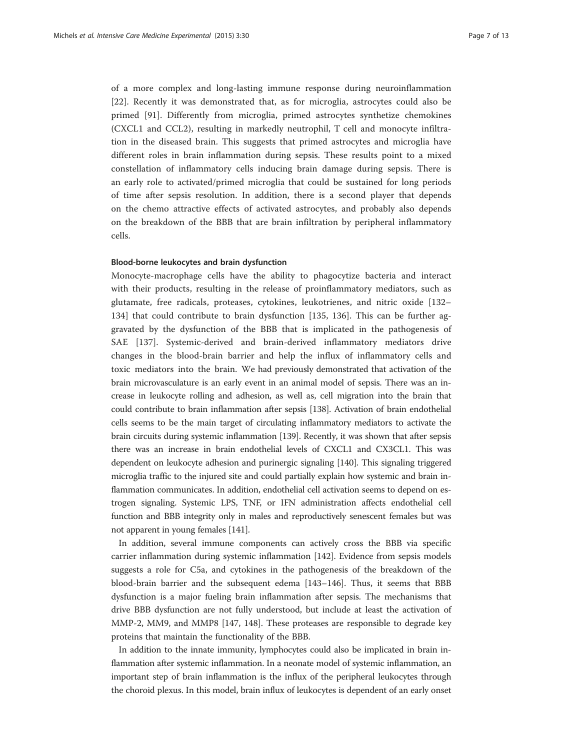of a more complex and long-lasting immune response during neuroinflammation [22]. Recently it was demonstrated that, as for microglia, astrocytes could also be primed [91]. Differently from microglia, primed astrocytes synthetize chemokines (CXCL1 and CCL2), resulting in markedly neutrophil, T cell and monocyte infiltration in the diseased brain. This suggests that primed astrocytes and microglia have different roles in brain inflammation during sepsis. These results point to a mixed constellation of inflammatory cells inducing brain damage during sepsis. There is an early role to activated/primed microglia that could be sustained for long periods of time after sepsis resolution. In addition, there is a second player that depends on the chemo attractive effects of activated astrocytes, and probably also depends on the breakdown of the BBB that are brain infiltration by peripheral inflammatory cells.

#### Blood-borne leukocytes and brain dysfunction

Monocyte-macrophage cells have the ability to phagocytize bacteria and interact with their products, resulting in the release of proinflammatory mediators, such as glutamate, free radicals, proteases, cytokines, leukotrienes, and nitric oxide [132–134] that could contribute to brain dysfunction [135, 136]. This can be further aggravated by the dysfunction of the BBB that is implicated in the pathogenesis of SAE [137]. Systemic-derived and brain-derived inflammatory mediators drive changes in the blood-brain barrier and help the influx of inflammatory cells and toxic mediators into the brain. We had previously demonstrated that activation of the brain microvasculature is an early event in an animal model of sepsis. There was an increase in leukocyte rolling and adhesion, as well as, cell migration into the brain that could contribute to brain inflammation after sepsis [138]. Activation of brain endothelial cells seems to be the main target of circulating inflammatory mediators to activate the brain circuits during systemic inflammation [139]. Recently, it was shown that after sepsis there was an increase in brain endothelial levels of CXCL1 and CX3CL1. This was dependent on leukocyte adhesion and purinergic signaling [140]. This signaling triggered microglia traffic to the injured site and could partially explain how systemic and brain inflammation communicates. In addition, endothelial cell activation seems to depend on estrogen signaling. Systemic LPS, TNF, or IFN administration affects endothelial cell function and BBB integrity only in males and reproductively senescent females but was not apparent in young females [141].

In addition, several immune components can actively cross the BBB via specific carrier inflammation during systemic inflammation [142]. Evidence from sepsis models suggests a role for C5a, and cytokines in the pathogenesis of the breakdown of the blood-brain barrier and the subsequent edema [143–146]. Thus, it seems that BBB dysfunction is a major fueling brain inflammation after sepsis. The mechanisms that drive BBB dysfunction are not fully understood, but include at least the activation of MMP-2, MM9, and MMP8 [147, 148]. These proteases are responsible to degrade key proteins that maintain the functionality of the BBB.

In addition to the innate immunity, lymphocytes could also be implicated in brain inflammation after systemic inflammation. In a neonate model of systemic inflammation, an important step of brain inflammation is the influx of the peripheral leukocytes through the choroid plexus. In this model, brain influx of leukocytes is dependent of an early onset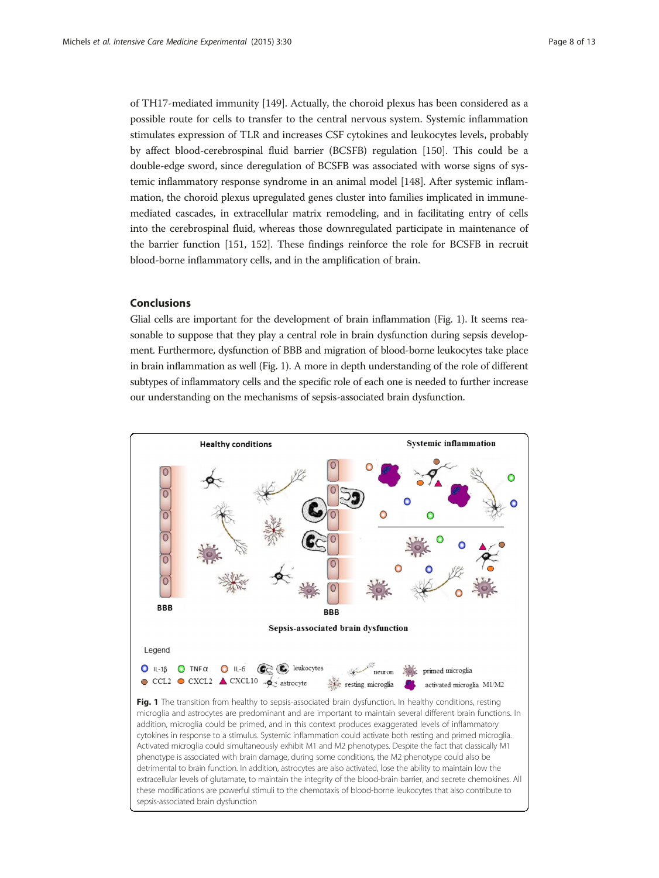of TH17-mediated immunity [149]. Actually, the choroid plexus has been considered as a possible route for cells to transfer to the central nervous system. Systemic inflammation stimulates expression of TLR and increases CSF cytokines and leukocytes levels, probably by affect blood-cerebrospinal fluid barrier (BCSFB) regulation [150]. This could be a double-edge sword, since deregulation of BCSFB was associated with worse signs of systemic inflammatory response syndrome in an animal model [148]. After systemic inflammation, the choroid plexus upregulated genes cluster into families implicated in immune-mediated cascades, in extracellular matrix remodeling, and in facilitating entry of cells into the cerebrospinal fluid, whereas those downregulated participate in maintenance of the barrier function [151, 152]. These findings reinforce the role for BCSFB in recruit blood-borne inflammatory cells, and in the amplification of brain.

## Conclusions

Glial cells are important for the development of brain inflammation (Fig. 1). It seems reasonable to suppose that they play a central role in brain dysfunction during sepsis development. Furthermore, dysfunction of BBB and migration of blood-borne leukocytes take place in brain inflammation as well (Fig. 1). A more in depth understanding of the role of different subtypes of inflammatory cells and the specific role of each one is needed to further increase our understanding on the mechanisms of sepsis-associated brain dysfunction.

**Fig. 1** The transition from healthy to sepsis-associated brain dysfunction. In healthy conditions, resting microglia and astrocytes are predominant and are important to maintain several different brain functions. In addition, microglia could be primed, and in this context produces exaggerated levels of inflammatory cytokines in response to a stimulus. Systemic inflammation could activate both resting and primed microglia. Activated microglia could simultaneously exhibit M1 and M2 phenotypes. Despite the fact that classically M1 phenotype is associated with brain damage, during some conditions, the M2 phenotype could also be detrimental to brain function. In addition, astrocytes are also activated, lose the ability to maintain low the extracellular levels of glutamate, to maintain the integrity of the blood-brain barrier, and secrete chemokines. All these modifications are powerful stimuli to the chemotaxis of blood-borne leukocytes that also contribute to sepsis-associated brain dysfunction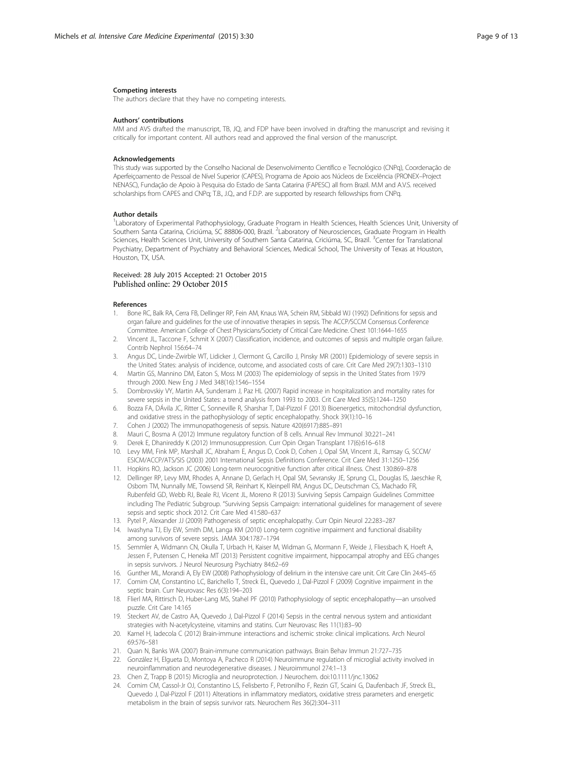#### Competing interests

The authors declare that they have no competing interests.

#### Authors' contributions

MM and AVS drafted the manuscript, TB, JQ, and FDP have been involved in drafting the manuscript and revising it critically for important content. All authors read and approved the final version of the manuscript.

#### Acknowledgements

This study was supported by the Conselho Nacional de Desenvolvimento Científico e Tecnológico (CNPq), Coordenação de Aperfeiçoamento de Pessoal de Nível Superior (CAPES), Programa de Apoio aos Núcleos de Excelência (PRONEX–Project NENASC), Fundação de Apoio à Pesquisa do Estado de Santa Catarina (FAPESC) all from Brazil. M.M and A.V.S. received scholarships from CAPES and CNPq; T.B., J.Q., and F.D.P. are supported by research fellowships from CNPq.

#### Author details

[1]Laboratory of Experimental Pathophysiology, Graduate Program in Health Sciences, Health Sciences Unit, University of Southern Santa Catarina, Criciúma, SC 88806-000, Brazil. [2]Laboratory of Neurosciences, Graduate Program in Health Sciences, Health Sciences Unit, University of Southern Santa Catarina, Criciúma, SC, Brazil. [3]Center for Translational Psychiatry, Department of Psychiatry and Behavioral Sciences, Medical School, The University of Texas at Houston, Houston, TX, USA.

Received: 28 July 2015 Accepted: 21 October 2015
Published online: 29 October 2015

#### References

1. Bone RC, Balk RA, Cerra FB, Dellinger RP, Fein AM, Knaus WA, Schein RM, Sibbald WJ (1992) Definitions for sepsis and organ failure and guidelines for the use of innovative therapies in sepsis. The ACCP/SCCM Consensus Conference Committee. American College of Chest Physicians/Society of Critical Care Medicine. Chest 101:1644–1655
2. Vincent JL, Taccone F, Schmit X (2007) Classification, incidence, and outcomes of sepsis and multiple organ failure. Contrib Nephrol 156:64–74
3. Angus DC, Linde-Zwirble WT, Lidicker J, Clermont G, Carcillo J, Pinsky MR (2001) Epidemiology of severe sepsis in the United States: analysis of incidence, outcome, and associated costs of care. Crit Care Med 29(7):1303–1310
4. Martin GS, Mannino DM, Eaton S, Moss M (2003) The epidemiology of sepsis in the United States from 1979 through 2000. New Eng J Med 348(16):1546–1554
5. Dombrovskiy VY, Martin AA, Sunderram J, Paz HL (2007) Rapid increase in hospitalization and mortality rates for severe sepsis in the United States: a trend analysis from 1993 to 2003. Crit Care Med 35(5):1244–1250
6. Bozza FA, DÁvila JC, Ritter C, Sonneville R, Sharshar T, Dal-Pizzol F (2013) Bioenergetics, mitochondrial dysfunction, and oxidative stress in the pathophysiology of septic encephalopathy. Shock 39(1):10–16
7. Cohen J (2002) The immunopathogenesis of sepsis. Nature 420(6917):885–891
8. Mauri C, Bosma A (2012) Immune regulatory function of B cells. Annual Rev Immunol 30:221–241
9. Derek E, Dhanireddy K (2012) Immunosuppression. Curr Opin Organ Transplant 17(6):616–618
10. Levy MM, Fink MP, Marshall JC, Abraham E, Angus D, Cook D, Cohen J, Opal SM, Vincent JL, Ramsay G, SCCM/ESICM/ACCP/ATS/SIS (2003) 2001 International Sepsis Definitions Conference. Crit Care Med 31:1250–1256
11. Hopkins RO, Jackson JC (2006) Long-term neurocognitive function after critical illness. Chest 130:869–878
12. Dellinger RP, Levy MM, Rhodes A, Annane D, Gerlach H, Opal SM, Sevransky JE, Sprung CL, Douglas IS, Jaeschke R, Osborn TM, Nunnally ME, Townsend SR, Reinhart K, Kleinpell RM, Angus DC, Deutschman CS, Machado FR, Rubenfeld GD, Webb RJ, Beale RJ, Vicent JL, Moreno R (2013) Surviving Sepsis Campaign Guidelines Committee including The Pediatric Subgroup. "Surviving Sepsis Campaign: international guidelines for management of severe sepsis and septic shock 2012. Crit Care Med 41:580–637
13. Pytel P, Alexander JJ (2009) Pathogenesis of septic encephalopathy. Curr Opin Neurol 22:283–287
14. Iwashyna TJ, Ely EW, Smith DM, Langa KM (2010) Long-term cognitive impairment and functional disability among survivors of severe sepsis. JAMA 304:1787–1794
15. Semmler A, Widmann CN, Okulla T, Urbach H, Kaiser M, Widman G, Mormann F, Weide J, Fliessbach K, Hoeft A, Jessen F, Putensen C, Heneka MT (2013) Persistent cognitive impairment, hippocampal atrophy and EEG changes in sepsis survivors. J Neurol Neurosurg Psychiatry 84:62–69
16. Gunther ML, Morandi A, Ely EW (2008) Pathophysiology of delirium in the intensive care unit. Crit Care Clin 24:45–65
17. Comim CM, Constantino LC, Barichello T, Streck EL, Quevedo J, Dal-Pizzol F (2009) Cognitive impairment in the septic brain. Curr Neurovasc Res 6(3):194–203
18. Flierl MA, Rittirsch D, Huber-Lang MS, Stahel PF (2010) Pathophysiology of septic encephalopathy—an unsolved puzzle. Crit Care 14:165
19. Steckert AV, de Castro AA, Quevedo J, Dal-Pizzol F (2014) Sepsis in the central nervous system and antioxidant strategies with N-acetylcysteine, vitamins and statins. Curr Neurovasc Res 11(1):83–90
20. Kamel H, Iadecola C (2012) Brain-immune interactions and ischemic stroke: clinical implications. Arch Neurol 69:576–581
21. Quan N, Banks WA (2007) Brain-immune communication pathways. Brain Behav Immun 21:727–735
22. González H, Elgueta D, Montoya A, Pacheco R (2014) Neuroimmune regulation of microglial activity involved in neuroinflammation and neurodegenerative diseases. J Neuroimmunol 274:1–13
23. Chen Z, Trapp B (2015) Microglia and neuroprotection. J Neurochem. doi:10.1111/jnc.13062
24. Comim CM, Cassol-Jr OJ, Constantino LS, Felisberto F, Petronilho F, Rezin GT, Scaini G, Daufenbach JF, Streck EL, Quevedo J, Dal-Pizzol F (2011) Alterations in inflammatory mediators, oxidative stress parameters and energetic metabolism in the brain of sepsis survivor rats. Neurochem Res 36(2):304–311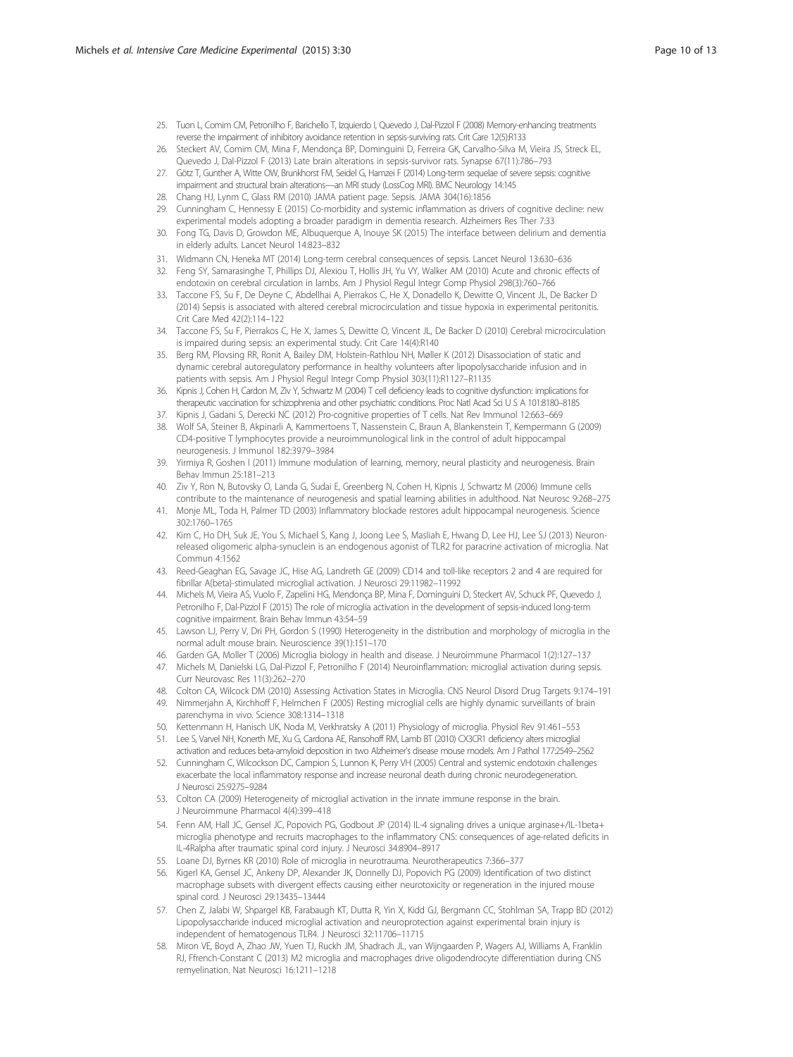25. Tuon L, Comim CM, Petronilho F, Barichello T, Izquierdo I, Quevedo J, Dal-Pizzol F (2008) Memory-enhancing treatments reverse the impairment of inhibitory avoidance retention in sepsis-surviving rats. Crit Care 12(5):R133
26. Steckert AV, Comim CM, Mina F, Mendonça BP, Dominguini D, Ferreira GK, Carvalho-Silva M, Vieira JS, Streck EL, Quevedo J, Dal-Pizzol F (2013) Late brain alterations in sepsis-survivor rats. Synapse 67(11):786–793
27. Götz T, Gunther A, Witte OW, Brunkhorst FM, Seidel G, Hamzei F (2014) Long-term sequelae of severe sepsis: cognitive impairment and structural brain alterations—an MRI study (LossCog MRI). BMC Neurology 14:145
28. Chang HJ, Lynm C, Glass RM (2010) JAMA patient page. Sepsis. JAMA 304(16):1856
29. Cunningham C, Hennessy E (2015) Co-morbidity and systemic inflammation as drivers of cognitive decline: new experimental models adopting a broader paradigm in dementia research. Alzheimers Res Ther 7:33
30. Fong TG, Davis D, Growdon ME, Albuquerque A, Inouye SK (2015) The interface between delirium and dementia in elderly adults. Lancet Neurol 14:823–832
31. Widmann CN, Heneka MT (2014) Long-term cerebral consequences of sepsis. Lancet Neurol 13:630–636
32. Feng SY, Samarasinghe T, Phillips DJ, Alexiou T, Hollis JH, Yu VY, Walker AM (2010) Acute and chronic effects of endotoxin on cerebral circulation in lambs. Am J Physiol Regul Integr Comp Physiol 298(3):760–766
33. Taccone FS, Su F, De Deyne C, Abdellhai A, Pierrakos C, He X, Donadello K, Dewitte O, Vincent JL, De Backer D (2014) Sepsis is associated with altered cerebral microcirculation and tissue hypoxia in experimental peritonitis. Crit Care Med 42(2):114–122
34. Taccone FS, Su F, Pierrakos C, He X, James S, Dewitte O, Vincent JL, De Backer D (2010) Cerebral microcirculation is impaired during sepsis: an experimental study. Crit Care 14(4):R140
35. Berg RM, Plovsing RR, Ronit A, Bailey DM, Holstein-Rathlou NH, Møller K (2012) Disassociation of static and dynamic cerebral autoregulatory performance in healthy volunteers after lipopolysaccharide infusion and in patients with sepsis. Am J Physiol Regul Integr Comp Physiol 303(11):R1127–R1135
36. Kipnis J, Cohen H, Cardon M, Ziv Y, Schwartz M (2004) T cell deficiency leads to cognitive dysfunction: implications for therapeutic vaccination for schizophrenia and other psychiatric conditions. Proc Natl Acad Sci U S A 101:8180–8185
37. Kipnis J, Gadani S, Derecki NC (2012) Pro-cognitive properties of T cells. Nat Rev Immunol 12:663–669
38. Wolf SA, Steiner B, Akpinarli A, Kammertoens T, Nassenstein C, Braun A, Blankenstein T, Kempermann G (2009) CD4-positive T lymphocytes provide a neuroimmunological link in the control of adult hippocampal neurogenesis. J Immunol 182:3979–3984
39. Yirmiya R, Goshen I (2011) Immune modulation of learning, memory, neural plasticity and neurogenesis. Brain Behav Immun 25:181–213
40. Ziv Y, Ron N, Butovsky O, Landa G, Sudai E, Greenberg N, Cohen H, Kipnis J, Schwartz M (2006) Immune cells contribute to the maintenance of neurogenesis and spatial learning abilities in adulthood. Nat Neurosc 9:268–275
41. Monje ML, Toda H, Palmer TD (2003) Inflammatory blockade restores adult hippocampal neurogenesis. Science 302:1760–1765
42. Kim C, Ho DH, Suk JE, You S, Michael S, Kang J, Joong Lee S, Masliah E, Hwang D, Lee HJ, Lee SJ (2013) Neuron-released oligomeric alpha-synuclein is an endogenous agonist of TLR2 for paracrine activation of microglia. Nat Commun 4:1562
43. Reed-Geaghan EG, Savage JC, Hise AG, Landreth GE (2009) CD14 and toll-like receptors 2 and 4 are required for fibrillar A{beta}-stimulated microglial activation. J Neurosci 29:11982–11992
44. Michels M, Vieira AS, Vuolo F, Zapelini HG, Mendonça BP, Mina F, Dominguini D, Steckert AV, Schuck PF, Quevedo J, Petronilho F, Dal-Pizzol F (2015) The role of microglia activation in the development of sepsis-induced long-term cognitive impairment. Brain Behav Immun 43:54–59
45. Lawson LJ, Perry V, Dri PH, Gordon S (1990) Heterogeneity in the distribution and morphology of microglia in the normal adult mouse brain. Neuroscience 39(1):151–170
46. Garden GA, Moller T (2006) Microglia biology in health and disease. J Neuroimmune Pharmacol 1(2):127–137
47. Michels M, Danielski LG, Dal-Pizzol F, Petronilho F (2014) Neuroinflammation: microglial activation during sepsis. Curr Neurovasc Res 11(3):262–270
48. Colton CA, Wilcock DM (2010) Assessing Activation States in Microglia. CNS Neurol Disord Drug Targets 9:174–191
49. Nimmerjahn A, Kirchhoff F, Helmchen F (2005) Resting microglial cells are highly dynamic surveillants of brain parenchyma in vivo. Science 308:1314–1318
50. Kettenmann H, Hanisch UK, Noda M, Verkhratsky A (2011) Physiology of microglia. Physiol Rev 91:461–553
51. Lee S, Varvel NH, Konerth ME, Xu G, Cardona AE, Ransohoff RM, Lamb BT (2010) CX3CR1 deficiency alters microglial activation and reduces beta-amyloid deposition in two Alzheimer's disease mouse models. Am J Pathol 177:2549–2562
52. Cunningham C, Wilcockson DC, Campion S, Lunnon K, Perry VH (2005) Central and systemic endotoxin challenges exacerbate the local inflammatory response and increase neuronal death during chronic neurodegeneration. J Neurosci 25:9275–9284
53. Colton CA (2009) Heterogeneity of microglial activation in the innate immune response in the brain. J Neuroimmune Pharmacol 4(4):399–418
54. Fenn AM, Hall JC, Gensel JC, Popovich PG, Godbout JP (2014) IL-4 signaling drives a unique arginase+/IL-1beta+ microglia phenotype and recruits macrophages to the inflammatory CNS: consequences of age-related deficits in IL-4Ralpha after traumatic spinal cord injury. J Neurosci 34:8904–8917
55. Loane DJ, Byrnes KR (2010) Role of microglia in neurotrauma. Neurotherapeutics 7:366–377
56. Kigerl KA, Gensel JC, Ankeny DP, Alexander JK, Donnelly DJ, Popovich PG (2009) Identification of two distinct macrophage subsets with divergent effects causing either neurotoxicity or regeneration in the injured mouse spinal cord. J Neurosci 29:13435–13444
57. Chen Z, Jalabi W, Shpargel KB, Farabaugh KT, Dutta R, Yin X, Kidd GJ, Bergmann CC, Stohlman SA, Trapp BD (2012) Lipopolysaccharide induced microglial activation and neuroprotection against experimental brain injury is independent of hematogenous TLR4. J Neurosci 32:11706–11715
58. Miron VE, Boyd A, Zhao JW, Yuen TJ, Ruckh JM, Shadrach JL, van Wijngaarden P, Wagers AJ, Williams A, Franklin RJ, Ffrench-Constant C (2013) M2 microglia and macrophages drive oligodendrocyte differentiation during CNS remyelination. Nat Neurosci 16:1211–1218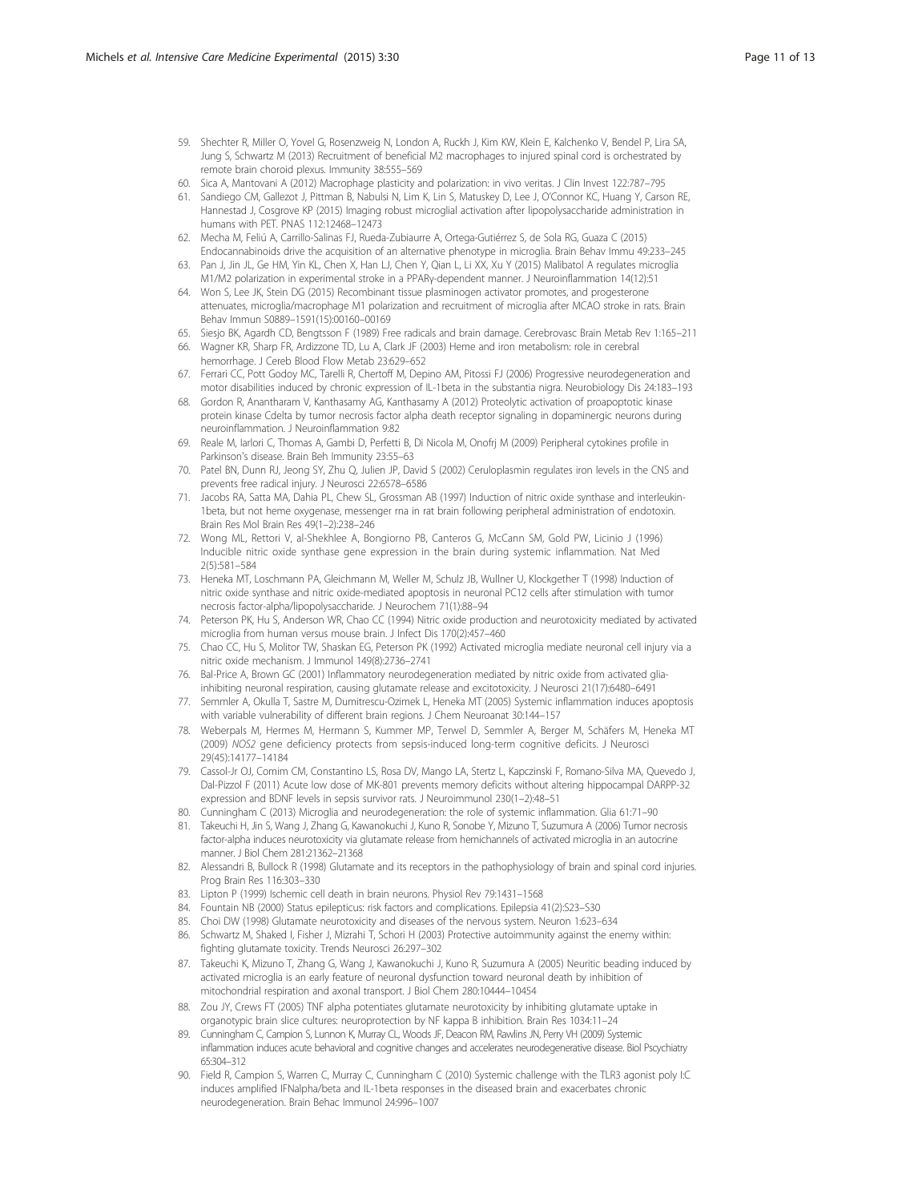59. Shechter R, Miller O, Yovel G, Rosenzweig N, London A, Ruckh J, Kim KW, Klein E, Kalchenko V, Bendel P, Lira SA, Jung S, Schwartz M (2013) Recruitment of beneficial M2 macrophages to injured spinal cord is orchestrated by remote brain choroid plexus. Immunity 38:555–569
60. Sica A, Mantovani A (2012) Macrophage plasticity and polarization: in vivo veritas. J Clin Invest 122:787–795
61. Sandiego CM, Gallezot J, Pittman B, Nabulsi N, Lim K, Lin S, Matuskey D, Lee J, O'Connor KC, Huang Y, Carson RE, Hannestad J, Cosgrove KP (2015) Imaging robust microglial activation after lipopolysaccharide administration in humans with PET. PNAS 112:12468–12473
62. Mecha M, Feliú A, Carrillo-Salinas FJ, Rueda-Zubiaurre A, Ortega-Gutiérrez S, de Sola RG, Guaza C (2015) Endocannabinoids drive the acquisition of an alternative phenotype in microglia. Brain Behav Immu 49:233–245
63. Pan J, Jin JL, Ge HM, Yin KL, Chen X, Han LJ, Chen Y, Qian L, Li XX, Xu Y (2015) Malibatol A regulates microglia M1/M2 polarization in experimental stroke in a PPARγ-dependent manner. J Neuroinflammation 14(12):51
64. Won S, Lee JK, Stein DG (2015) Recombinant tissue plasminogen activator promotes, and progesterone attenuates, microglia/macrophage M1 polarization and recruitment of microglia after MCAO stroke in rats. Brain Behav Immun S0889–1591(15):00160–00169
65. Siesjo BK, Agardh CD, Bengtsson F (1989) Free radicals and brain damage. Cerebrovasc Brain Metab Rev 1:165–211
66. Wagner KR, Sharp FR, Ardizzone TD, Lu A, Clark JF (2003) Heme and iron metabolism: role in cerebral hemorrhage. J Cereb Blood Flow Metab 23:629–652
67. Ferrari CC, Pott Godoy MC, Tarelli R, Chertoff M, Depino AM, Pitossi FJ (2006) Progressive neurodegeneration and motor disabilities induced by chronic expression of IL-1beta in the substantia nigra. Neurobiology Dis 24:183–193
68. Gordon R, Anantharam V, Kanthasamy AG, Kanthasamy A (2012) Proteolytic activation of proapoptotic kinase protein kinase Cdelta by tumor necrosis factor alpha death receptor signaling in dopaminergic neurons during neuroinflammation. J Neuroinflammation 9:82
69. Reale M, Iarlori C, Thomas A, Gambi D, Perfetti B, Di Nicola M, Onofrj M (2009) Peripheral cytokines profile in Parkinson's disease. Brain Beh Immunity 23:55–63
70. Patel BN, Dunn RJ, Jeong SY, Zhu Q, Julien JP, David S (2002) Ceruloplasmin regulates iron levels in the CNS and prevents free radical injury. J Neurosci 22:6578–6586
71. Jacobs RA, Satta MA, Dahia PL, Chew SL, Grossman AB (1997) Induction of nitric oxide synthase and interleukin-1beta, but not heme oxygenase, messenger rna in rat brain following peripheral administration of endotoxin. Brain Res Mol Brain Res 49(1–2):238–246
72. Wong ML, Rettori V, al-Shekhlee A, Bongiorno PB, Canteros G, McCann SM, Gold PW, Licinio J (1996) Inducible nitric oxide synthase gene expression in the brain during systemic inflammation. Nat Med 2(5):581–584
73. Heneka MT, Loschmann PA, Gleichmann M, Weller M, Schulz JB, Wullner U, Klockgether T (1998) Induction of nitric oxide synthase and nitric oxide-mediated apoptosis in neuronal PC12 cells after stimulation with tumor necrosis factor-alpha/lipopolysaccharide. J Neurochem 71(1):88–94
74. Peterson PK, Hu S, Anderson WR, Chao CC (1994) Nitric oxide production and neurotoxicity mediated by activated microglia from human versus mouse brain. J Infect Dis 170(2):457–460
75. Chao CC, Hu S, Molitor TW, Shaskan EG, Peterson PK (1992) Activated microglia mediate neuronal cell injury via a nitric oxide mechanism. J Immunol 149(8):2736–2741
76. Bal-Price A, Brown GC (2001) Inflammatory neurodegeneration mediated by nitric oxide from activated glia-inhibiting neuronal respiration, causing glutamate release and excitotoxicity. J Neurosci 21(17):6480–6491
77. Semmler A, Okulla T, Sastre M, Dumitrescu-Ozimek L, Heneka MT (2005) Systemic inflammation induces apoptosis with variable vulnerability of different brain regions. J Chem Neuroanat 30:144–157
78. Weberpals M, Hermes M, Hermann S, Kummer MP, Terwel D, Semmler A, Berger M, Schäfers M, Heneka MT (2009) *NOS2* gene deficiency protects from sepsis-induced long-term cognitive deficits. J Neurosci 29(45):14177–14184
79. Cassol-Jr OJ, Comim CM, Constantino LS, Rosa DV, Mango LA, Stertz L, Kapczinski F, Romano-Silva MA, Quevedo J, Dal-Pizzol F (2011) Acute low dose of MK-801 prevents memory deficits without altering hippocampal DARPP-32 expression and BDNF levels in sepsis survivor rats. J Neuroimmunol 230(1–2):48–51
80. Cunningham C (2013) Microglia and neurodegeneration: the role of systemic inflammation. Glia 61:71–90
81. Takeuchi H, Jin S, Wang J, Zhang G, Kawanokuchi J, Kuno R, Sonobe Y, Mizuno T, Suzumura A (2006) Tumor necrosis factor-alpha induces neurotoxicity via glutamate release from hemichannels of activated microglia in an autocrine manner. J Biol Chem 281:21362–21368
82. Alessandri B, Bullock R (1998) Glutamate and its receptors in the pathophysiology of brain and spinal cord injuries. Prog Brain Res 116:303–330
83. Lipton P (1999) Ischemic cell death in brain neurons. Physiol Rev 79:1431–1568
84. Fountain NB (2000) Status epilepticus: risk factors and complications. Epilepsia 41(2):S23–S30
85. Choi DW (1998) Glutamate neurotoxicity and diseases of the nervous system. Neuron 1:623–634
86. Schwartz M, Shaked I, Fisher J, Mizrahi T, Schori H (2003) Protective autoimmunity against the enemy within: fighting glutamate toxicity. Trends Neurosci 26:297–302
87. Takeuchi K, Mizuno T, Zhang G, Wang J, Kawanokuchi J, Kuno R, Suzumura A (2005) Neuritic beading induced by activated microglia is an early feature of neuronal dysfunction toward neuronal death by inhibition of mitochondrial respiration and axonal transport. J Biol Chem 280:10444–10454
88. Zou JY, Crews FT (2005) TNF alpha potentiates glutamate neurotoxicity by inhibiting glutamate uptake in organotypic brain slice cultures: neuroprotection by NF kappa B inhibition. Brain Res 1034:11–24
89. Cunningham C, Campion S, Lunnon K, Murray CL, Woods JF, Deacon RM, Rawlins JN, Perry VH (2009) Systemic inflammation induces acute behavioral and cognitive changes and accelerates neurodegenerative disease. Biol Pscychiatry 65:304–312
90. Field R, Campion S, Warren C, Murray C, Cunningham C (2010) Systemic challenge with the TLR3 agonist poly I:C induces amplified IFNalpha/beta and IL-1beta responses in the diseased brain and exacerbates chronic neurodegeneration. Brain Behac Immunol 24:996–1007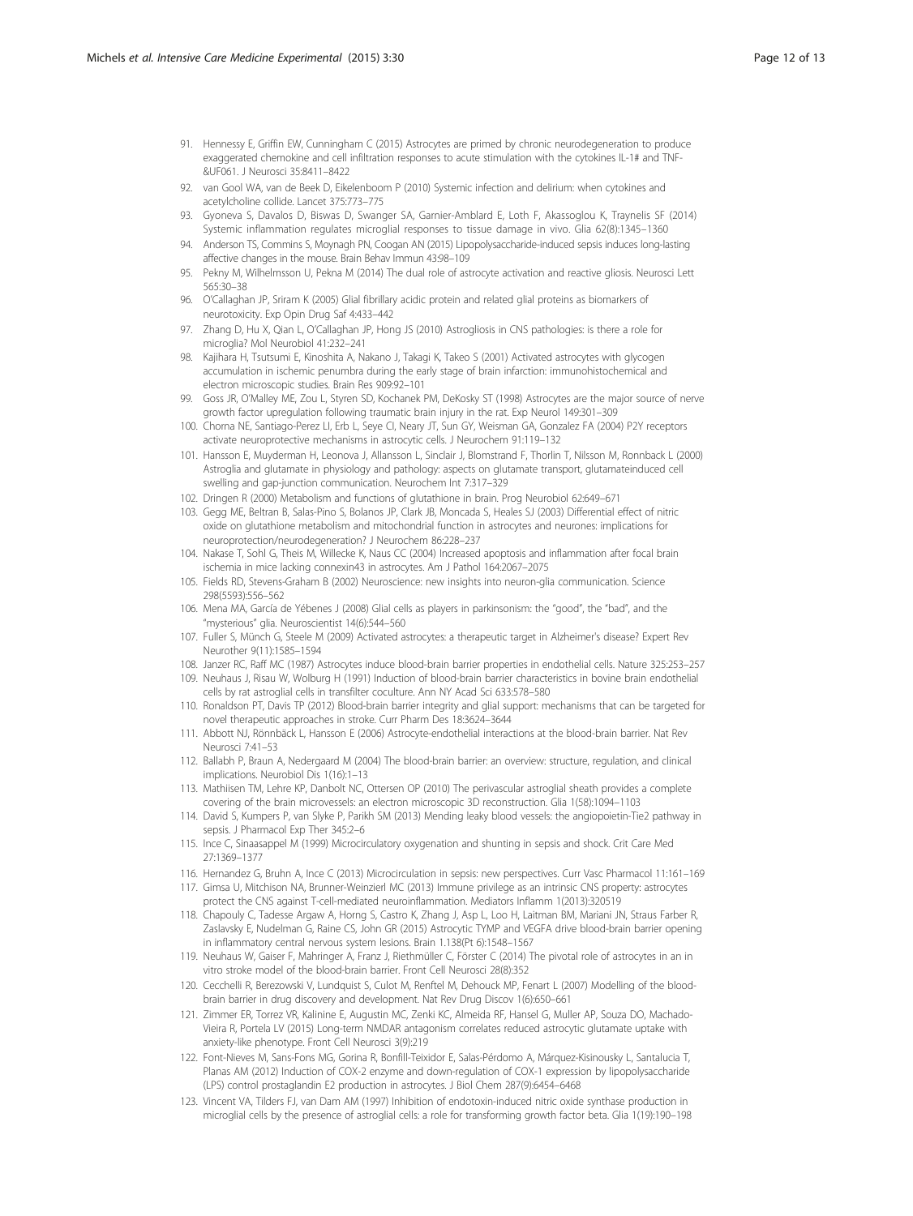91. Hennessy E, Griffin EW, Cunningham C (2015) Astrocytes are primed by chronic neurodegeneration to produce exaggerated chemokine and cell infiltration responses to acute stimulation with the cytokines IL-1# and TNF-&UF061. J Neurosci 35:8411–8422
92. van Gool WA, van de Beek D, Eikelenboom P (2010) Systemic infection and delirium: when cytokines and acetylcholine collide. Lancet 375:773–775
93. Gyoneva S, Davalos D, Biswas D, Swanger SA, Garnier-Amblard E, Loth F, Akassoglou K, Traynelis SF (2014) Systemic inflammation regulates microglial responses to tissue damage in vivo. Glia 62(8):1345–1360
94. Anderson TS, Commins S, Moynagh PN, Coogan AN (2015) Lipopolysaccharide-induced sepsis induces long-lasting affective changes in the mouse. Brain Behav Immun 43:98–109
95. Pekny M, Wilhelmsson U, Pekna M (2014) The dual role of astrocyte activation and reactive gliosis. Neurosci Lett 565:30–38
96. O'Callaghan JP, Sriram K (2005) Glial fibrillary acidic protein and related glial proteins as biomarkers of neurotoxicity. Exp Opin Drug Saf 4:433–442
97. Zhang D, Hu X, Qian L, O'Callaghan JP, Hong JS (2010) Astrogliosis in CNS pathologies: is there a role for microglia? Mol Neurobiol 41:232–241
98. Kajihara H, Tsutsumi E, Kinoshita A, Nakano J, Takagi K, Takeo S (2001) Activated astrocytes with glycogen accumulation in ischemic penumbra during the early stage of brain infarction: immunohistochemical and electron microscopic studies. Brain Res 909:92–101
99. Goss JR, O'Malley ME, Zou L, Styren SD, Kochanek PM, DeKosky ST (1998) Astrocytes are the major source of nerve growth factor upregulation following traumatic brain injury in the rat. Exp Neurol 149:301–309
100. Chorna NE, Santiago-Perez LI, Erb L, Seye CI, Neary JT, Sun GY, Weisman GA, Gonzalez FA (2004) P2Y receptors activate neuroprotective mechanisms in astrocytic cells. J Neurochem 91:119–132
101. Hansson E, Muyderman H, Leonova J, Allansson L, Sinclair J, Blomstrand F, Thorlin T, Nilsson M, Ronnback L (2000) Astroglia and glutamate in physiology and pathology: aspects on glutamate transport, glutamateinduced cell swelling and gap-junction communication. Neurochem Int 7:317–329
102. Dringen R (2000) Metabolism and functions of glutathione in brain. Prog Neurobiol 62:649–671
103. Gegg ME, Beltran B, Salas-Pino S, Bolanos JP, Clark JB, Moncada S, Heales SJ (2003) Differential effect of nitric oxide on glutathione metabolism and mitochondrial function in astrocytes and neurones: implications for neuroprotection/neurodegeneration? J Neurochem 86:228–237
104. Nakase T, Sohl G, Theis M, Willecke K, Naus CC (2004) Increased apoptosis and inflammation after focal brain ischemia in mice lacking connexin43 in astrocytes. Am J Pathol 164:2067–2075
105. Fields RD, Stevens-Graham B (2002) Neuroscience: new insights into neuron-glia communication. Science 298(5593):556–562
106. Mena MA, García de Yébenes J (2008) Glial cells as players in parkinsonism: the "good", the "bad", and the "mysterious" glia. Neuroscientist 14(6):544–560
107. Fuller S, Münch G, Steele M (2009) Activated astrocytes: a therapeutic target in Alzheimer's disease? Expert Rev Neurother 9(11):1585–1594
108. Janzer RC, Raff MC (1987) Astrocytes induce blood-brain barrier properties in endothelial cells. Nature 325:253–257
109. Neuhaus J, Risau W, Wolburg H (1991) Induction of blood-brain barrier characteristics in bovine brain endothelial cells by rat astroglial cells in transfilter coculture. Ann NY Acad Sci 633:578–580
110. Ronaldson PT, Davis TP (2012) Blood-brain barrier integrity and glial support: mechanisms that can be targeted for novel therapeutic approaches in stroke. Curr Pharm Des 18:3624–3644
111. Abbott NJ, Rönnbäck L, Hansson E (2006) Astrocyte-endothelial interactions at the blood-brain barrier. Nat Rev Neurosci 7:41–53
112. Ballabh P, Braun A, Nedergaard M (2004) The blood-brain barrier: an overview: structure, regulation, and clinical implications. Neurobiol Dis 1(16):1–13
113. Mathiisen TM, Lehre KP, Danbolt NC, Ottersen OP (2010) The perivascular astroglial sheath provides a complete covering of the brain microvessels: an electron microscopic 3D reconstruction. Glia 1(58):1094–1103
114. David S, Kumpers P, van Slyke P, Parikh SM (2013) Mending leaky blood vessels: the angiopoietin-Tie2 pathway in sepsis. J Pharmacol Exp Ther 345:2–6
115. Ince C, Sinaasappel M (1999) Microcirculatory oxygenation and shunting in sepsis and shock. Crit Care Med 27:1369–1377
116. Hernandez G, Bruhn A, Ince C (2013) Microcirculation in sepsis: new perspectives. Curr Vasc Pharmacol 11:161–169
117. Gimsa U, Mitchison NA, Brunner-Weinzierl MC (2013) Immune privilege as an intrinsic CNS property: astrocytes protect the CNS against T-cell-mediated neuroinflammation. Mediators Inflamm 1(2013):320519
118. Chapouly C, Tadesse Argaw A, Horng S, Castro K, Zhang J, Asp L, Loo H, Laitman BM, Mariani JN, Straus Farber R, Zaslavsky E, Nudelman G, Raine CS, John GR (2015) Astrocytic TYMP and VEGFA drive blood-brain barrier opening in inflammatory central nervous system lesions. Brain 1.138(Pt 6):1548–1567
119. Neuhaus W, Gaiser F, Mahringer A, Franz J, Riethmüller C, Förster C (2014) The pivotal role of astrocytes in an in vitro stroke model of the blood-brain barrier. Front Cell Neurosci 28(8):352
120. Cecchelli R, Berezowski V, Lundquist S, Culot M, Renftel M, Dehouck MP, Fenart L (2007) Modelling of the blood-brain barrier in drug discovery and development. Nat Rev Drug Discov 1(6):650–661
121. Zimmer ER, Torrez VR, Kalinine E, Augustin MC, Zenki KC, Almeida RF, Hansel G, Muller AP, Souza DO, Machado-Vieira R, Portela LV (2015) Long-term NMDAR antagonism correlates reduced astrocytic glutamate uptake with anxiety-like phenotype. Front Cell Neurosci 3(9):219
122. Font-Nieves M, Sans-Fons MG, Gorina R, Bonfill-Teixidor E, Salas-Pérdomo A, Márquez-Kisinousky L, Santalucia T, Planas AM (2012) Induction of COX-2 enzyme and down-regulation of COX-1 expression by lipopolysaccharide (LPS) control prostaglandin E2 production in astrocytes. J Biol Chem 287(9):6454–6468
123. Vincent VA, Tilders FJ, van Dam AM (1997) Inhibition of endotoxin-induced nitric oxide synthase production in microglial cells by the presence of astroglial cells: a role for transforming growth factor beta. Glia 1(19):190–198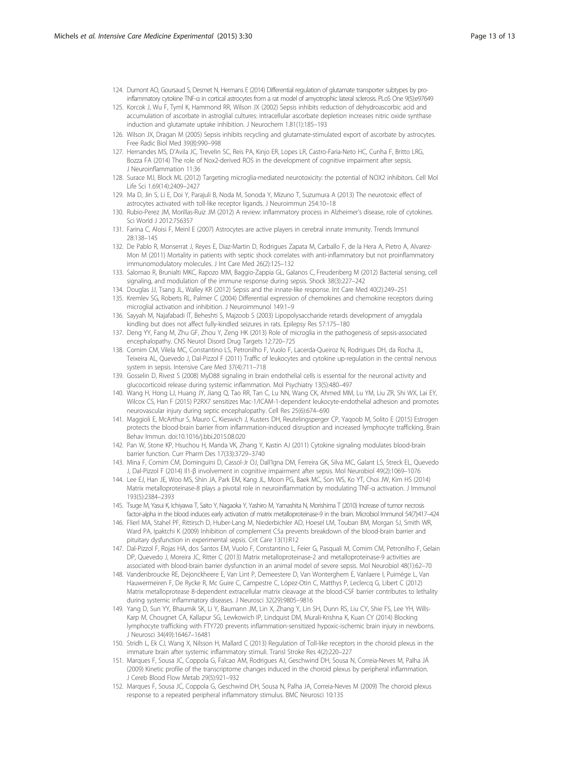124. Dumont AO, Goursaud S, Desmet N, Hermans E (2014) Differential regulation of glutamate transporter subtypes by pro-inflammatory cytokine TNF-α in cortical astrocytes from a rat model of amyotrophic lateral sclerosis. PLoS One 9(5):e97649
125. Korcok J, Wu F, Tyml K, Hammond RR, Wilson JX (2002) Sepsis inhibits reduction of dehydroascorbic acid and accumulation of ascorbate in astroglial cultures: intracellular ascorbate depletion increases nitric oxide synthase induction and glutamate uptake inhibition. J Neurochem 1.81(1):185–193
126. Wilson JX, Dragan M (2005) Sepsis inhibits recycling and glutamate-stimulated export of ascorbate by astrocytes. Free Radic Biol Med 39(8):990–998
127. Hernandes MS, D'Avila JC, Trevelin SC, Reis PA, Kinjo ER, Lopes LR, Castro-Faria-Neto HC, Cunha F, Britto LRG, Bozza FA (2014) The role of Nox2-derived ROS in the development of cognitive impairment after sepsis. J Neuroinflammation 11:36
128. Surace MJ, Block ML (2012) Targeting microglia-mediated neurotoxicity: the potential of NOX2 inhibitors. Cell Mol Life Sci 1.69(14):2409–2427
129. Ma D, Jin S, Li E, Doi Y, Parajuli B, Noda M, Sonoda Y, Mizuno T, Suzumura A (2013) The neurotoxic effect of astrocytes activated with toll-like receptor ligands. J Neuroimmun 254:10–18
130. Rubio-Perez JM, Morillas-Ruiz JM (2012) A review: inflammatory process in Alzheimer's disease, role of cytokines. Sci World J 2012:756357
131. Farina C, Aloisi F, Meinl E (2007) Astrocytes are active players in cerebral innate immunity. Trends Immunol 28:138–145
132. De Pablo R, Monserrat J, Reyes E, Diaz-Martin D, Rodrigues Zapata M, Carballo F, de la Hera A, Pietro A, Alvarez-Mon M (2011) Mortality in patients with septic shock correlates with anti-inflammatory but not proinflammatory immunomodulatory molecules. J Int Care Med 26(2):125–132
133. Salomao R, Brunialti MKC, Rapozo MM, Baggio-Zappia GL, Galanos C, Freudenberg M (2012) Bacterial sensing, cell signaling, and modulation of the immune response during sepsis. Shock 38(3):227–242
134. Douglas JJ, Tsang JL, Walley KR (2012) Sepsis and the innate-like response. Int Care Med 40(2):249–251
135. Kremlev SG, Roberts RL, Palmer C (2004) Differential expression of chemokines and chemokine receptors during microglial activation and inhibition. J Neuroimmunol 149:1–9
136. Sayyah M, Najafabadi IT, Beheshti S, Majzoob S (2003) Lipopolysaccharide retards development of amygdala kindling but does not affect fully-kindled seizures in rats. Epilepsy Res 57:175–180
137. Deng YY, Fang M, Zhu GF, Zhou Y, Zeng HK (2013) Role of microglia in the pathogenesis of sepsis-associated encephalopathy. CNS Neurol Disord Drug Targets 12:720–725
138. Comim CM, Vilela MC, Constantino LS, Petronilho F, Vuolo F, Lacerda-Queiroz N, Rodrigues DH, da Rocha JL, Teixeira AL, Quevedo J, Dal-Pizzol F (2011) Traffic of leukocytes and cytokine up-regulation in the central nervous system in sepsis. Intensive Care Med 37(4):711–718
139. Gosselin D, Rivest S (2008) MyD88 signaling in brain endothelial cells is essential for the neuronal activity and glucocorticoid release during systemic inflammation. Mol Psychiatry 13(5):480–497
140. Wang H, Hong LJ, Huang JY, Jiang Q, Tao RR, Tan C, Lu NN, Wang CK, Ahmed MM, Lu YM, Liu ZR, Shi WX, Lai EY, Wilcox CS, Han F (2015) P2RX7 sensitizes Mac-1/ICAM-1-dependent leukocyte-endothelial adhesion and promotes neurovascular injury during septic encephalopathy. Cell Res 25(6):674–690
141. Maggioli E, McArthur S, Mauro C, Kieswich J, Kusters DH, Reutelingsperger CP, Yaqoob M, Solito E (2015) Estrogen protects the blood-brain barrier from inflammation-induced disruption and increased lymphocyte trafficking. Brain Behav Immun. doi:10.1016/j.bbi.2015.08.020
142. Pan W, Stone KP, Hsuchou H, Manda VK, Zhang Y, Kastin AJ (2011) Cytokine signaling modulates blood-brain barrier function. Curr Pharm Des 17(33):3729–3740
143. Mina F, Comim CM, Dominguini D, Cassol-Jr OJ, Dall'Igna DM, Ferreira GK, Silva MC, Galant LS, Streck EL, Quevedo J, Dal-Pizzol F (2014) Il1-β involvement in cognitive impairment after sepsis. Mol Neurobiol 49(2):1069–1076
144. Lee EJ, Han JE, Woo MS, Shin JA, Park EM, Kang JL, Moon PG, Baek MC, Son WS, Ko YT, Choi JW, Kim HS (2014) Matrix metalloproteinase-8 plays a pivotal role in neuroinflammation by modulating TNF-α activation. J Immunol 193(5):2384–2393
145. Tsuge M, Yasui K, Ichiyawa T, Saito Y, Nagaoka Y, Yashiro M, Yamashita N, Morishima T (2010) Increase of tumor necrosis factor-alpha in the blood induces early activation of matrix metalloproteinase-9 in the brain. Microbiol Immunol 54(7):417–424
146. Flierl MA, Stahel PF, Rittirsch D, Huber-Lang M, Niederbichler AD, Hoesel LM, Touban BM, Morgan SJ, Smith WR, Ward PA, Ipaktchi K (2009) Inhibition of complement C5a prevents breakdown of the blood-brain barrier and pituitary dysfunction in experimental sepsis. Crit Care 13(1):R12
147. Dal-Pizzol F, Rojas HA, dos Santos EM, Vuolo F, Constantino L, Feier G, Pasquali M, Comim CM, Petronilho F, Gelain DP, Quevedo J, Moreira JC, Ritter C (2013) Matrix metalloproteinase-2 and metalloproteinase-9 activities are associated with blood-brain barrier dysfunction in an animal model of severe sepsis. Mol Neurobiol 48(1):62–70
148. Vandenbroucke RE, Dejonckheere E, Van Lint P, Demeestere D, Van Wonterghem E, Vanlaere I, Puimège L, Van Hauwermeiren F, De Rycke R, Mc Guire C, Campestre C, López-Otin C, Matthys P, Leclercq G, Libert C (2012) Matrix metalloprotease 8-dependent extracellular matrix cleavage at the blood-CSF barrier contributes to lethality during systemic inflammatory diseases. J Neurosci 32(29):9805–9816
149. Yang D, Sun YY, Bhaumik SK, Li Y, Baumann JM, Lin X, Zhang Y, Lin SH, Dunn RS, Liu CY, Shie FS, Lee YH, Wills-Karp M, Chougnet CA, Kallapur SG, Lewkowich IP, Lindquist DM, Murali-Krishna K, Kuan CY (2014) Blocking lymphocyte trafficking with FTY720 prevents inflammation-sensitized hypoxic-ischemic brain injury in newborns. J Neurosci 34(49):16467–16481
150. Stridh L, Ek CJ, Wang X, Nilsson H, Mallard C (2013) Regulation of Toll-like receptors in the choroid plexus in the immature brain after systemic inflammatory stimuli. Transl Stroke Res 4(2):220–227
151. Marques F, Sousa JC, Coppola G, Falcao AM, Rodrigues AJ, Geschwind DH, Sousa N, Correia-Neves M, Palha JÁ (2009) Kinetic profile of the transcriptome changes induced in the choroid plexus by peripheral inflammation. J Cereb Blood Flow Metab 29(5):921–932
152. Marques F, Sousa JC, Coppola G, Geschwind DH, Sousa N, Palha JA, Correia-Neves M (2009) The choroid plexus response to a repeated peripheral inflammatory stimulus. BMC Neurosci 10:135